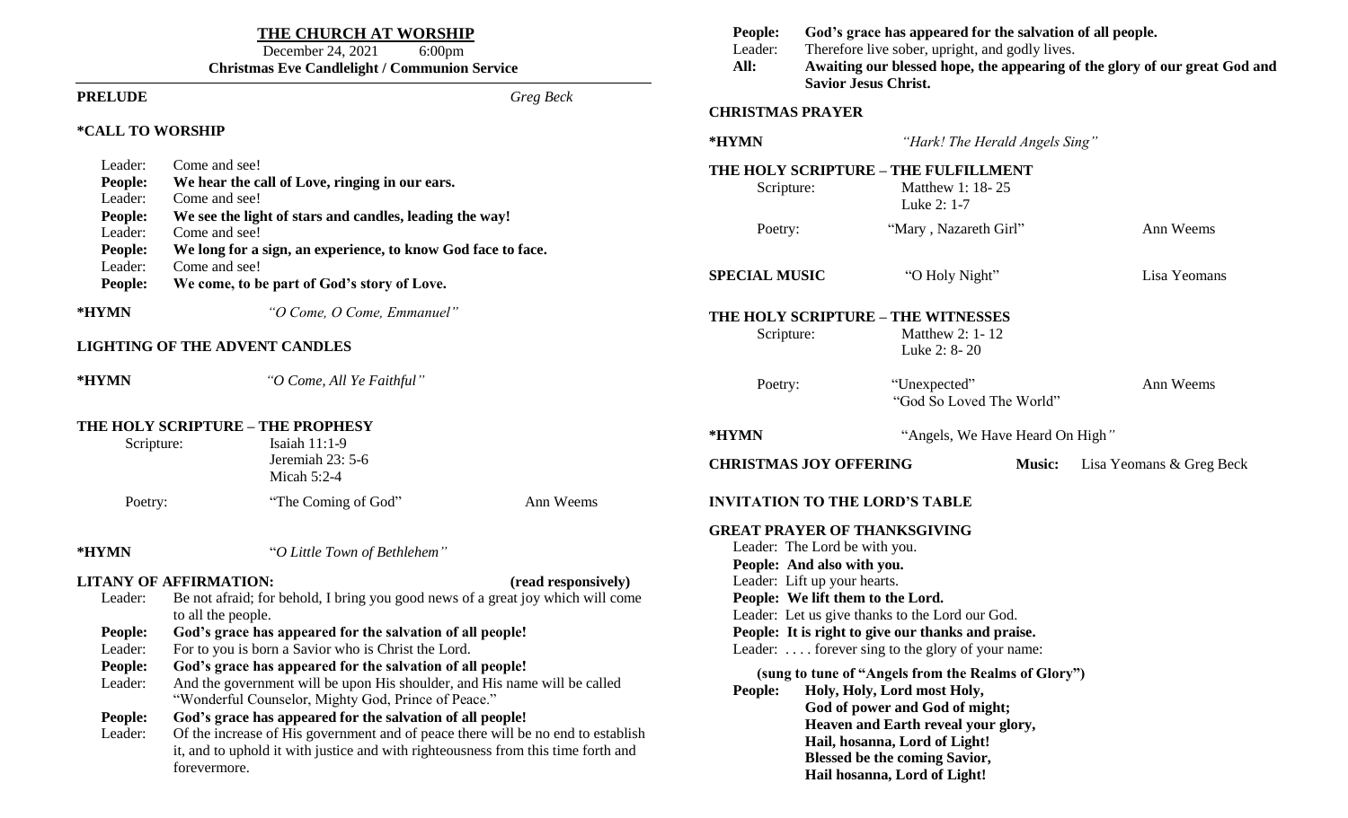# THE CHURCH AT WORSHIP

December 24, 2021 6:00pm

**Christmas Eve Candlelight / Communion Service**

---

**PRELUDE** *Greg Beck*

**\*CALL TO WORSHIP**

Leader: Come and see!
**People: We hear the call of Love, ringing in our ears.**
Leader: Come and see!
**People: We see the light of stars and candles, leading the way!**
Leader: Come and see!
**People: We long for a sign, an experience, to know God face to face.**
Leader: Come and see!
**People: We come, to be part of God's story of Love.**

**\*HYMN** *"O Come, O Come, Emmanuel"*

**LIGHTING OF THE ADVENT CANDLES**

**\*HYMN** *"O Come, All Ye Faithful"*

**THE HOLY SCRIPTURE – THE PROPHESY**

Scripture: Isaiah 11:1-9
Jeremiah 23: 5-6
Micah 5:2-4

Poetry: "The Coming of God" Ann Weems

**\*HYMN** "*O Little Town of Bethlehem"*

**LITANY OF AFFIRMATION:** **(read responsively)**

Leader: Be not afraid; for behold, I bring you good news of a great joy which will come to all the people.
**People: God's grace has appeared for the salvation of all people!**
Leader: For to you is born a Savior who is Christ the Lord.
**People: God's grace has appeared for the salvation of all people!**
Leader: And the government will be upon His shoulder, and His name will be called "Wonderful Counselor, Mighty God, Prince of Peace."
**People: God's grace has appeared for the salvation of all people!**
Leader: Of the increase of His government and of peace there will be no end to establish it, and to uphold it with justice and with righteousness from this time forth and forevermore.
**People: God's grace has appeared for the salvation of all people.**
Leader: Therefore live sober, upright, and godly lives.
**All: Awaiting our blessed hope, the appearing of the glory of our great God and Savior Jesus Christ.**

**CHRISTMAS PRAYER**

**\*HYMN** *"Hark! The Herald Angels Sing"*

**THE HOLY SCRIPTURE – THE FULFILLMENT**

Scripture: Matthew 1: 18- 25
Luke 2: 1-7

Poetry: "Mary , Nazareth Girl" Ann Weems

**SPECIAL MUSIC** "O Holy Night" Lisa Yeomans

**THE HOLY SCRIPTURE – THE WITNESSES**

Scripture: Matthew 2: 1- 12
Luke 2: 8- 20

Poetry: "Unexpected" Ann Weems
"God So Loved The World"

**\*HYMN** "Angels, We Have Heard On High*"*

**CHRISTMAS JOY OFFERING** **Music:** Lisa Yeomans & Greg Beck

**INVITATION TO THE LORD'S TABLE**

**GREAT PRAYER OF THANKSGIVING**

Leader: The Lord be with you.
**People: And also with you.**
Leader: Lift up your hearts.
**People: We lift them to the Lord.**
Leader: Let us give thanks to the Lord our God.
**People: It is right to give our thanks and praise.**
Leader: . . . . forever sing to the glory of your name:

**(sung to tune of "Angels from the Realms of Glory")**

**People: Holy, Holy, Lord most Holy,**
**God of power and God of might;**
**Heaven and Earth reveal your glory,**
**Hail, hosanna, Lord of Light!**
**Blessed be the coming Savior,**
**Hail hosanna, Lord of Light!**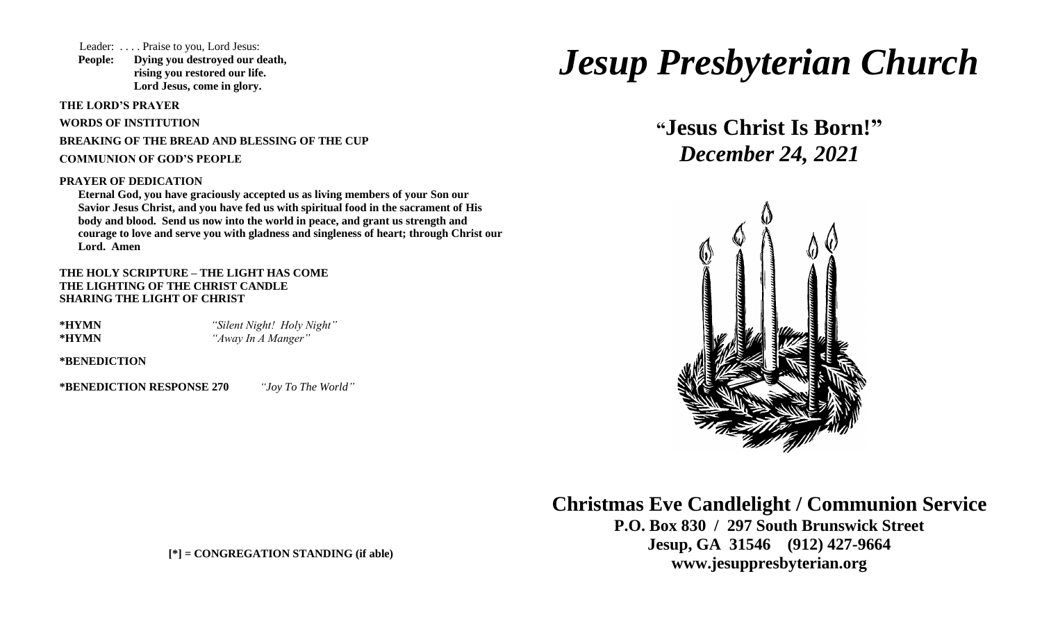Leader: . . . . Praise to you, Lord Jesus:
**People: Dying you destroyed our death,**
**rising you restored our life.**
**Lord Jesus, come in glory.**

**THE LORD'S PRAYER**

**WORDS OF INSTITUTION**

**BREAKING OF THE BREAD AND BLESSING OF THE CUP**

**COMMUNION OF GOD'S PEOPLE**

**PRAYER OF DEDICATION**

**Eternal God, you have graciously accepted us as living members of your Son our Savior Jesus Christ, and you have fed us with spiritual food in the sacrament of His body and blood. Send us now into the world in peace, and grant us strength and courage to love and serve you with gladness and singleness of heart; through Christ our Lord. Amen**

**THE HOLY SCRIPTURE – THE LIGHT HAS COME**
**THE LIGHTING OF THE CHRIST CANDLE**
**SHARING THE LIGHT OF CHRIST**

**\*HYMN** *"Silent Night! Holy Night"*
**\*HYMN** *"Away In A Manger"*

**\*BENEDICTION**

**\*BENEDICTION RESPONSE 270** *"Joy To The World"*

**[\*] = CONGREGATION STANDING (if able)**

# *Jesup Presbyterian Church*

## "Jesus Christ Is Born!"
## *December 24, 2021*

## Christmas Eve Candlelight / Communion Service

**P.O. Box 830 / 297 South Brunswick Street**
**Jesup, GA 31546 (912) 427-9664**
**www.jesuppresbyterian.org**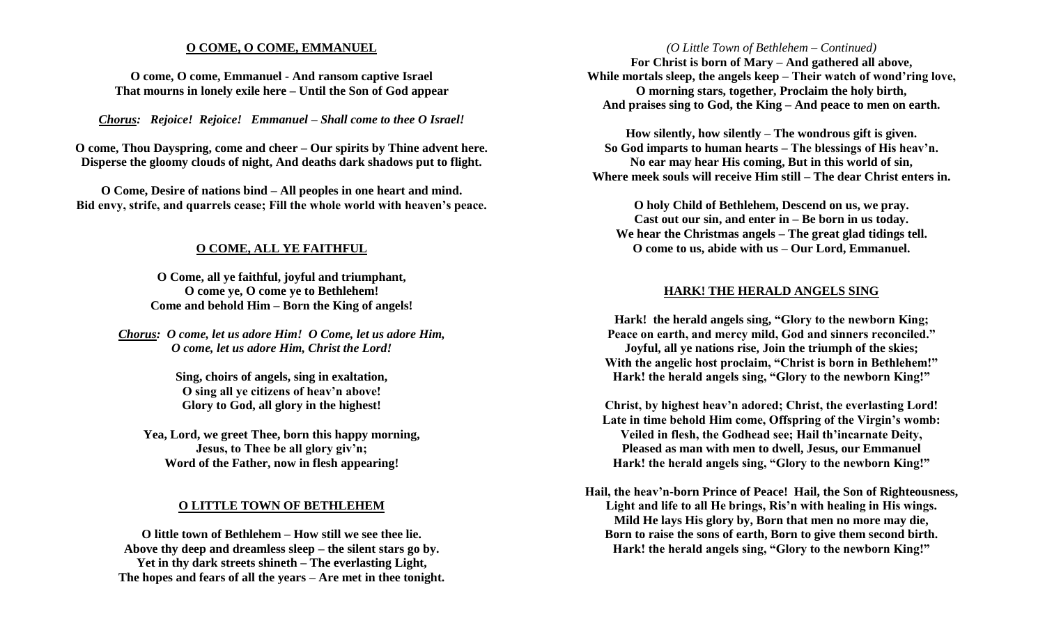## O COME, O COME, EMMANUEL

**O come, O come, Emmanuel - And ransom captive Israel**
**That mourns in lonely exile here – Until the Son of God appear**

***Chorus:* *Rejoice! Rejoice! Emmanuel – Shall come to thee O Israel!***

**O come, Thou Dayspring, come and cheer – Our spirits by Thine advent here.**
**Disperse the gloomy clouds of night, And deaths dark shadows put to flight.**

**O Come, Desire of nations bind – All peoples in one heart and mind.**
**Bid envy, strife, and quarrels cease; Fill the whole world with heaven's peace.**

## O COME, ALL YE FAITHFUL

**O Come, all ye faithful, joyful and triumphant,**
**O come ye, O come ye to Bethlehem!**
**Come and behold Him – Born the King of angels!**

***Chorus:* *O come, let us adore Him! O Come, let us adore Him,***
***O come, let us adore Him, Christ the Lord!***

**Sing, choirs of angels, sing in exaltation,**
**O sing all ye citizens of heav'n above!**
**Glory to God, all glory in the highest!**

**Yea, Lord, we greet Thee, born this happy morning,**
**Jesus, to Thee be all glory giv'n;**
**Word of the Father, now in flesh appearing!**

## O LITTLE TOWN OF BETHLEHEM

**O little town of Bethlehem – How still we see thee lie.**
**Above thy deep and dreamless sleep – the silent stars go by.**
**Yet in thy dark streets shineth – The everlasting Light,**
**The hopes and fears of all the years – Are met in thee tonight.**

*(O Little Town of Bethlehem – Continued)*

**For Christ is born of Mary – And gathered all above,**
**While mortals sleep, the angels keep – Their watch of wond'ring love,**
**O morning stars, together, Proclaim the holy birth,**
**And praises sing to God, the King – And peace to men on earth.**

**How silently, how silently – The wondrous gift is given.**
**So God imparts to human hearts – The blessings of His heav'n.**
**No ear may hear His coming, But in this world of sin,**
**Where meek souls will receive Him still – The dear Christ enters in.**

**O holy Child of Bethlehem, Descend on us, we pray.**
**Cast out our sin, and enter in – Be born in us today.**
**We hear the Christmas angels – The great glad tidings tell.**
**O come to us, abide with us – Our Lord, Emmanuel.**

## HARK! THE HERALD ANGELS SING

**Hark! the herald angels sing, "Glory to the newborn King;**
**Peace on earth, and mercy mild, God and sinners reconciled."**
**Joyful, all ye nations rise, Join the triumph of the skies;**
**With the angelic host proclaim, "Christ is born in Bethlehem!"**
**Hark! the herald angels sing, "Glory to the newborn King!"**

**Christ, by highest heav'n adored; Christ, the everlasting Lord!**
**Late in time behold Him come, Offspring of the Virgin's womb:**
**Veiled in flesh, the Godhead see; Hail th'incarnate Deity,**
**Pleased as man with men to dwell, Jesus, our Emmanuel**
**Hark! the herald angels sing, "Glory to the newborn King!"**

**Hail, the heav'n-born Prince of Peace! Hail, the Son of Righteousness,**
**Light and life to all He brings, Ris'n with healing in His wings.**
**Mild He lays His glory by, Born that men no more may die,**
**Born to raise the sons of earth, Born to give them second birth.**
**Hark! the herald angels sing, "Glory to the newborn King!"**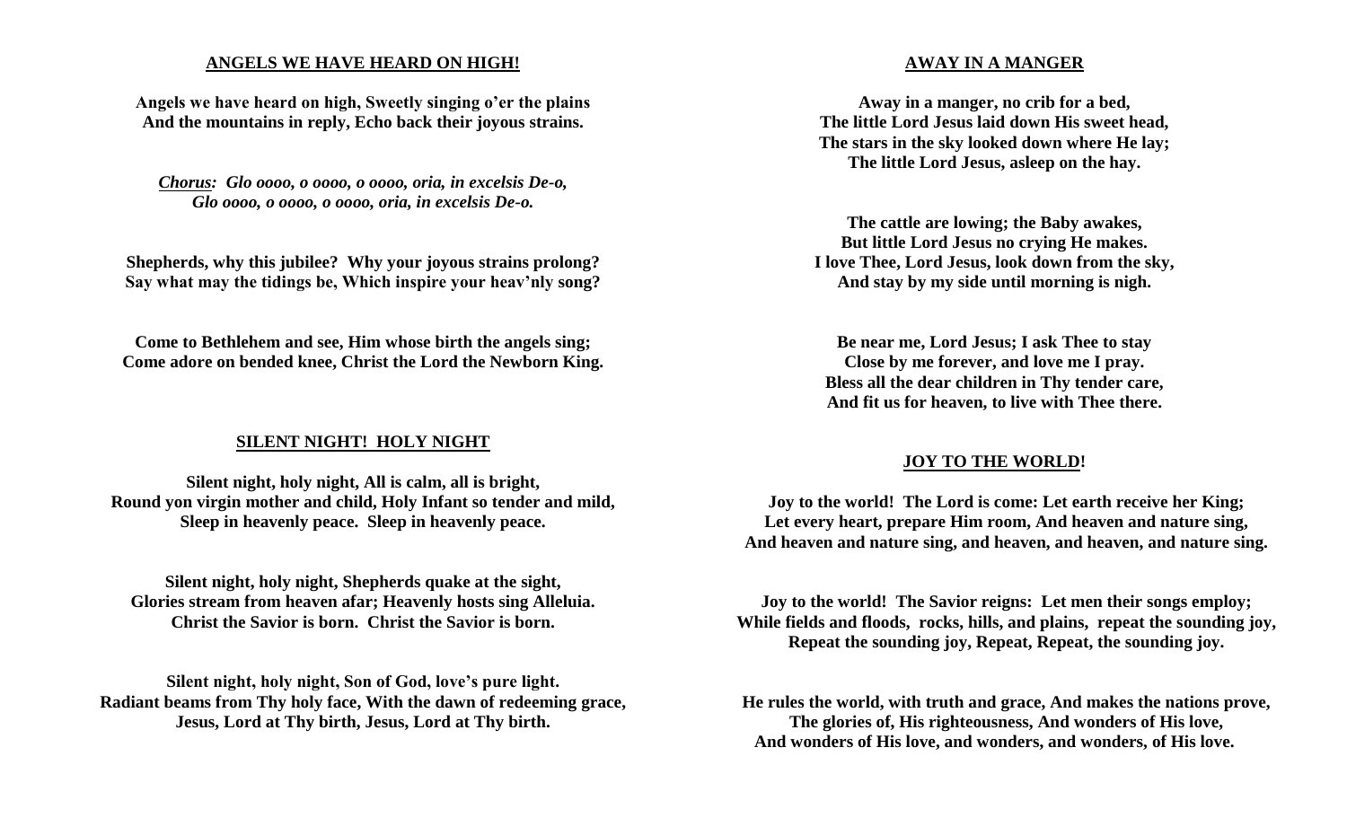## ANGELS WE HAVE HEARD ON HIGH!

**Angels we have heard on high, Sweetly singing o'er the plains**
**And the mountains in reply, Echo back their joyous strains.**

***Chorus:* Glo oooo, o oooo, o oooo, oria, in excelsis De-o,**
***Glo oooo, o oooo, o oooo, oria, in excelsis De-o.***

**Shepherds, why this jubilee? Why your joyous strains prolong?**
**Say what may the tidings be, Which inspire your heav'nly song?**

**Come to Bethlehem and see, Him whose birth the angels sing;**
**Come adore on bended knee, Christ the Lord the Newborn King.**

## SILENT NIGHT! HOLY NIGHT

**Silent night, holy night, All is calm, all is bright,**
**Round yon virgin mother and child, Holy Infant so tender and mild,**
**Sleep in heavenly peace. Sleep in heavenly peace.**

**Silent night, holy night, Shepherds quake at the sight,**
**Glories stream from heaven afar; Heavenly hosts sing Alleluia.**
**Christ the Savior is born. Christ the Savior is born.**

**Silent night, holy night, Son of God, love's pure light.**
**Radiant beams from Thy holy face, With the dawn of redeeming grace,**
**Jesus, Lord at Thy birth, Jesus, Lord at Thy birth.**

## AWAY IN A MANGER

**Away in a manger, no crib for a bed,**
**The little Lord Jesus laid down His sweet head,**
**The stars in the sky looked down where He lay;**
**The little Lord Jesus, asleep on the hay.**

**The cattle are lowing; the Baby awakes,**
**But little Lord Jesus no crying He makes.**
**I love Thee, Lord Jesus, look down from the sky,**
**And stay by my side until morning is nigh.**

**Be near me, Lord Jesus; I ask Thee to stay**
**Close by me forever, and love me I pray.**
**Bless all the dear children in Thy tender care,**
**And fit us for heaven, to live with Thee there.**

## JOY TO THE WORLD!

**Joy to the world! The Lord is come: Let earth receive her King;**
**Let every heart, prepare Him room, And heaven and nature sing,**
**And heaven and nature sing, and heaven, and heaven, and nature sing.**

**Joy to the world! The Savior reigns: Let men their songs employ;**
**While fields and floods, rocks, hills, and plains, repeat the sounding joy,**
**Repeat the sounding joy, Repeat, Repeat, the sounding joy.**

**He rules the world, with truth and grace, And makes the nations prove,**
**The glories of, His righteousness, And wonders of His love,**
**And wonders of His love, and wonders, and wonders, of His love.**